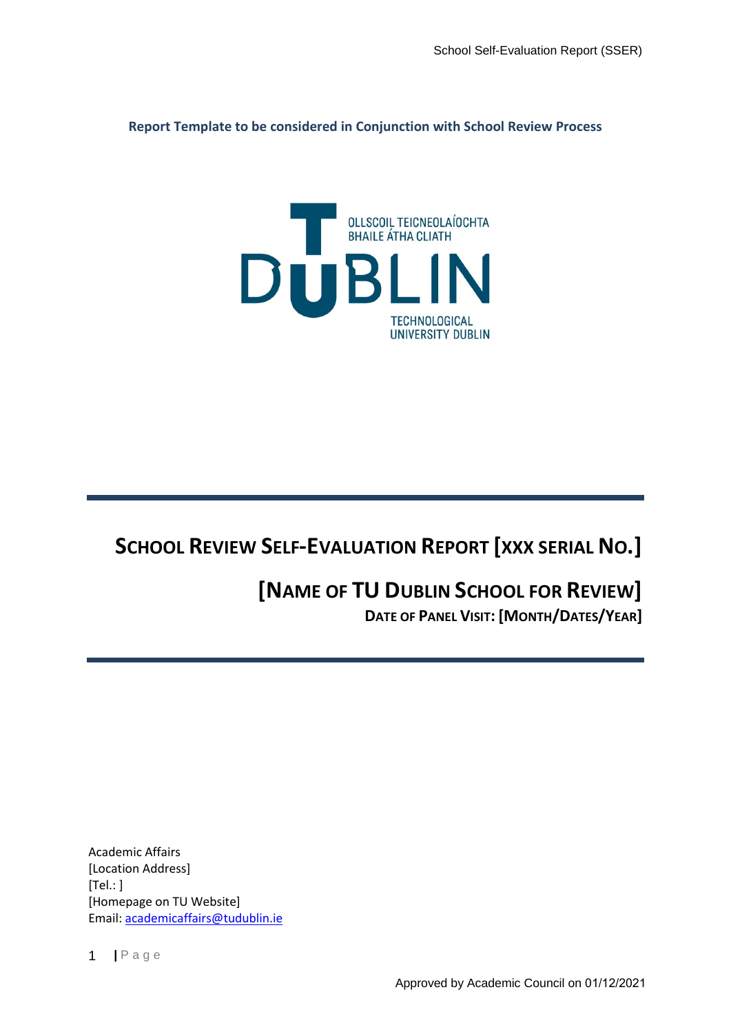**Report Template to be considered in Conjunction with School Review Process**

OLLSCOIL TEICNEOLAÍOCHTA BHAILE ÁTHA CLIATH

DUBLIN

TECHNOLOGICAL UNIVERSITY DUBLIN

# SCHOOL REVIEW SELF-EVALUATION REPORT [XXX SERIAL NO.]

## [NAME OF TU DUBLIN SCHOOL FOR REVIEW]

**DATE OF PANEL VISIT: [MONTH/DATES/YEAR]**

Academic Affairs
[Location Address]
[Tel.: ]
[Homepage on TU Website]
Email: academicaffairs@tudublin.ie

Approved by Academic Council on 01/12/2021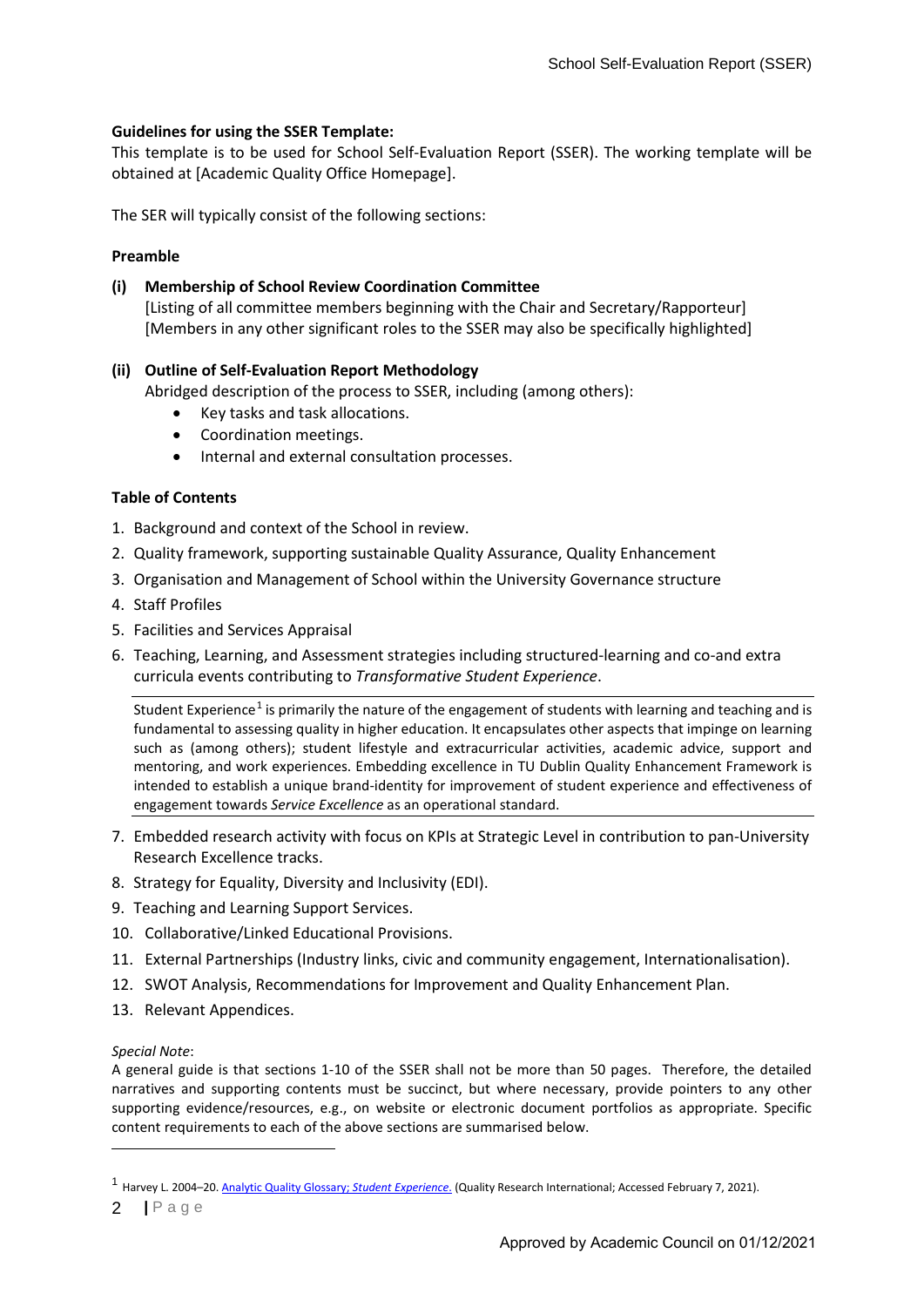**Guidelines for using the SSER Template:**

This template is to be used for School Self-Evaluation Report (SSER). The working template will be obtained at [Academic Quality Office Homepage].

The SER will typically consist of the following sections:

**Preamble**

**(i) Membership of School Review Coordination Committee**

[Listing of all committee members beginning with the Chair and Secretary/Rapporteur]
[Members in any other significant roles to the SSER may also be specifically highlighted]

**(ii) Outline of Self-Evaluation Report Methodology**

Abridged description of the process to SSER, including (among others):

- Key tasks and task allocations.
- Coordination meetings.
- Internal and external consultation processes.

**Table of Contents**

1. Background and context of the School in review.
2. Quality framework, supporting sustainable Quality Assurance, Quality Enhancement
3. Organisation and Management of School within the University Governance structure
4. Staff Profiles
5. Facilities and Services Appraisal
6. Teaching, Learning, and Assessment strategies including structured-learning and co-and extra curricula events contributing to *Transformative Student Experience*.

   Student Experience[1] is primarily the nature of the engagement of students with learning and teaching and is fundamental to assessing quality in higher education. It encapsulates other aspects that impinge on learning such as (among others); student lifestyle and extracurricular activities, academic advice, support and mentoring, and work experiences. Embedding excellence in TU Dublin Quality Enhancement Framework is intended to establish a unique brand-identity for improvement of student experience and effectiveness of engagement towards *Service Excellence* as an operational standard.

7. Embedded research activity with focus on KPIs at Strategic Level in contribution to pan-University Research Excellence tracks.
8. Strategy for Equality, Diversity and Inclusivity (EDI).
9. Teaching and Learning Support Services.
10. Collaborative/Linked Educational Provisions.
11. External Partnerships (Industry links, civic and community engagement, Internationalisation).
12. SWOT Analysis, Recommendations for Improvement and Quality Enhancement Plan.
13. Relevant Appendices.

*Special Note*:
A general guide is that sections 1-10 of the SSER shall not be more than 50 pages. Therefore, the detailed narratives and supporting contents must be succinct, but where necessary, provide pointers to any other supporting evidence/resources, e.g., on website or electronic document portfolios as appropriate. Specific content requirements to each of the above sections are summarised below.

---

[1] Harvey L. 2004–20. Analytic Quality Glossary; *Student Experience*. (Quality Research International; Accessed February 7, 2021).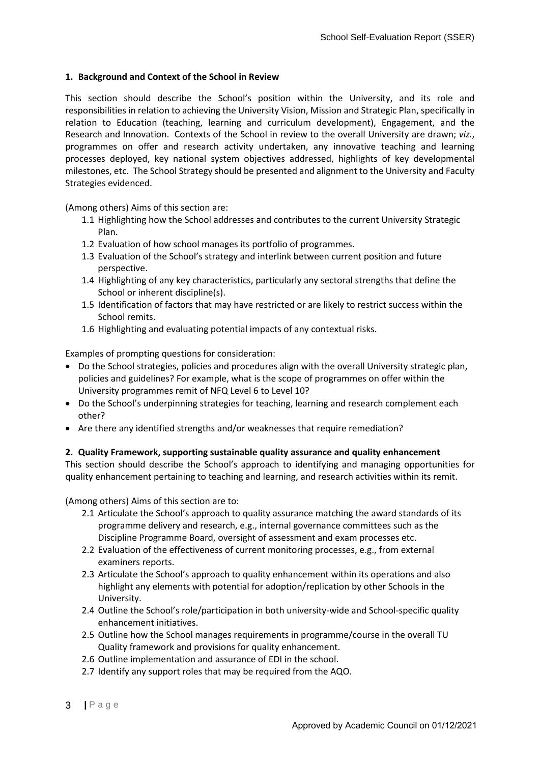## 1. Background and Context of the School in Review

This section should describe the School's position within the University, and its role and responsibilities in relation to achieving the University Vision, Mission and Strategic Plan, specifically in relation to Education (teaching, learning and curriculum development), Engagement, and the Research and Innovation. Contexts of the School in review to the overall University are drawn; *viz.*, programmes on offer and research activity undertaken, any innovative teaching and learning processes deployed, key national system objectives addressed, highlights of key developmental milestones, etc. The School Strategy should be presented and alignment to the University and Faculty Strategies evidenced.

(Among others) Aims of this section are:

1.1 Highlighting how the School addresses and contributes to the current University Strategic Plan.
1.2 Evaluation of how school manages its portfolio of programmes.
1.3 Evaluation of the School's strategy and interlink between current position and future perspective.
1.4 Highlighting of any key characteristics, particularly any sectoral strengths that define the School or inherent discipline(s).
1.5 Identification of factors that may have restricted or are likely to restrict success within the School remits.
1.6 Highlighting and evaluating potential impacts of any contextual risks.

Examples of prompting questions for consideration:

- Do the School strategies, policies and procedures align with the overall University strategic plan, policies and guidelines? For example, what is the scope of programmes on offer within the University programmes remit of NFQ Level 6 to Level 10?
- Do the School's underpinning strategies for teaching, learning and research complement each other?
- Are there any identified strengths and/or weaknesses that require remediation?

## 2. Quality Framework, supporting sustainable quality assurance and quality enhancement

This section should describe the School's approach to identifying and managing opportunities for quality enhancement pertaining to teaching and learning, and research activities within its remit.

(Among others) Aims of this section are to:

2.1 Articulate the School's approach to quality assurance matching the award standards of its programme delivery and research, e.g., internal governance committees such as the Discipline Programme Board, oversight of assessment and exam processes etc.
2.2 Evaluation of the effectiveness of current monitoring processes, e.g., from external examiners reports.
2.3 Articulate the School's approach to quality enhancement within its operations and also highlight any elements with potential for adoption/replication by other Schools in the University.
2.4 Outline the School's role/participation in both university-wide and School-specific quality enhancement initiatives.
2.5 Outline how the School manages requirements in programme/course in the overall TU Quality framework and provisions for quality enhancement.
2.6 Outline implementation and assurance of EDI in the school.
2.7 Identify any support roles that may be required from the AQO.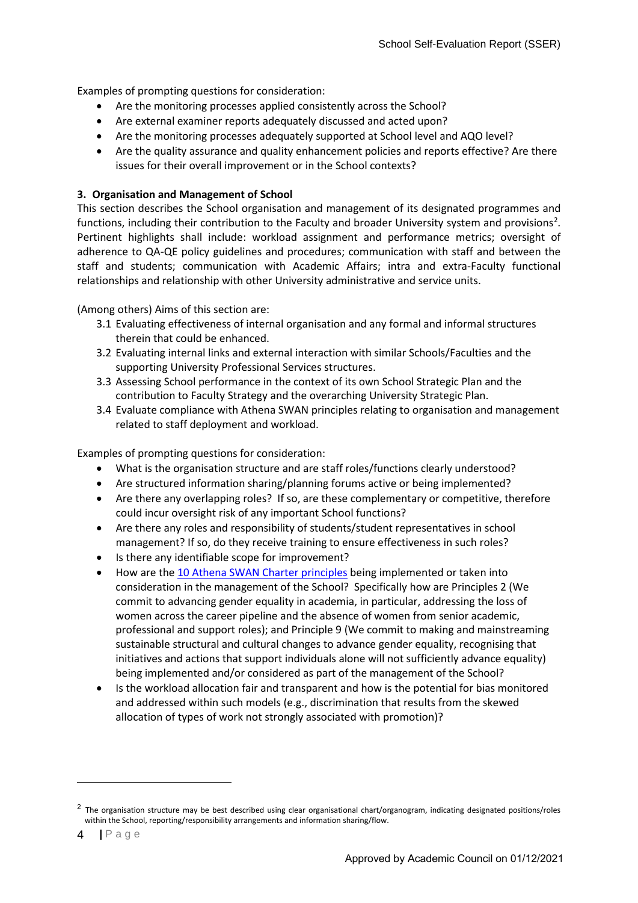Examples of prompting questions for consideration:

- Are the monitoring processes applied consistently across the School?
- Are external examiner reports adequately discussed and acted upon?
- Are the monitoring processes adequately supported at School level and AQO level?
- Are the quality assurance and quality enhancement policies and reports effective? Are there issues for their overall improvement or in the School contexts?

### 3. Organisation and Management of School

This section describes the School organisation and management of its designated programmes and functions, including their contribution to the Faculty and broader University system and provisions[2]. Pertinent highlights shall include: workload assignment and performance metrics; oversight of adherence to QA-QE policy guidelines and procedures; communication with staff and between the staff and students; communication with Academic Affairs; intra and extra-Faculty functional relationships and relationship with other University administrative and service units.

(Among others) Aims of this section are:

3.1 Evaluating effectiveness of internal organisation and any formal and informal structures therein that could be enhanced.
3.2 Evaluating internal links and external interaction with similar Schools/Faculties and the supporting University Professional Services structures.
3.3 Assessing School performance in the context of its own School Strategic Plan and the contribution to Faculty Strategy and the overarching University Strategic Plan.
3.4 Evaluate compliance with Athena SWAN principles relating to organisation and management related to staff deployment and workload.

Examples of prompting questions for consideration:

- What is the organisation structure and are staff roles/functions clearly understood?
- Are structured information sharing/planning forums active or being implemented?
- Are there any overlapping roles? If so, are these complementary or competitive, therefore could incur oversight risk of any important School functions?
- Are there any roles and responsibility of students/student representatives in school management? If so, do they receive training to ensure effectiveness in such roles?
- Is there any identifiable scope for improvement?
- How are the 10 Athena SWAN Charter principles being implemented or taken into consideration in the management of the School? Specifically how are Principles 2 (We commit to advancing gender equality in academia, in particular, addressing the loss of women across the career pipeline and the absence of women from senior academic, professional and support roles); and Principle 9 (We commit to making and mainstreaming sustainable structural and cultural changes to advance gender equality, recognising that initiatives and actions that support individuals alone will not sufficiently advance equality) being implemented and/or considered as part of the management of the School?
- Is the workload allocation fair and transparent and how is the potential for bias monitored and addressed within such models (e.g., discrimination that results from the skewed allocation of types of work not strongly associated with promotion)?

---

[2] The organisation structure may be best described using clear organisational chart/organogram, indicating designated positions/roles within the School, reporting/responsibility arrangements and information sharing/flow.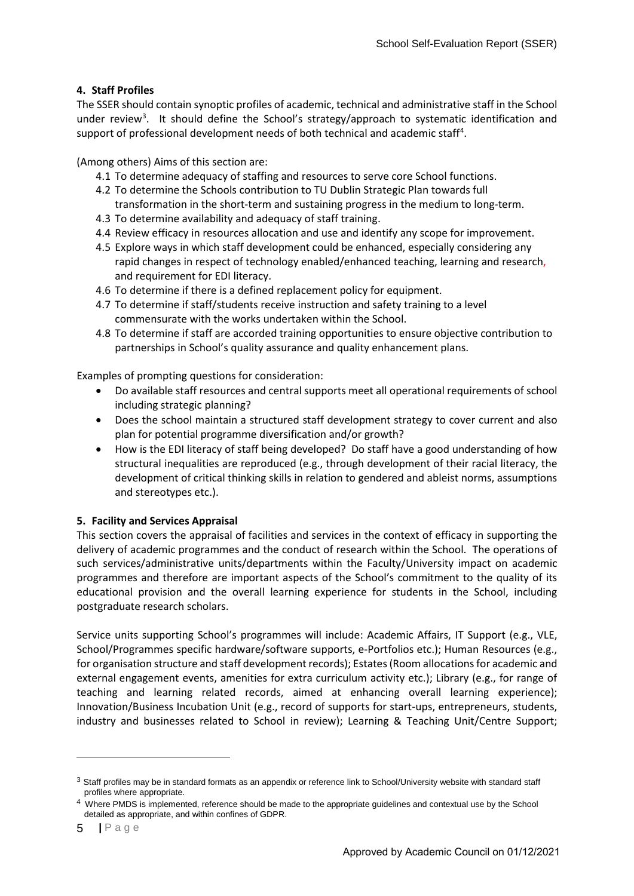## 4. Staff Profiles

The SSER should contain synoptic profiles of academic, technical and administrative staff in the School under review[3]. It should define the School's strategy/approach to systematic identification and support of professional development needs of both technical and academic staff[4].

(Among others) Aims of this section are:

- 4.1 To determine adequacy of staffing and resources to serve core School functions.
- 4.2 To determine the Schools contribution to TU Dublin Strategic Plan towards full transformation in the short-term and sustaining progress in the medium to long-term.
- 4.3 To determine availability and adequacy of staff training.
- 4.4 Review efficacy in resources allocation and use and identify any scope for improvement.
- 4.5 Explore ways in which staff development could be enhanced, especially considering any rapid changes in respect of technology enabled/enhanced teaching, learning and research, and requirement for EDI literacy.
- 4.6 To determine if there is a defined replacement policy for equipment.
- 4.7 To determine if staff/students receive instruction and safety training to a level commensurate with the works undertaken within the School.
- 4.8 To determine if staff are accorded training opportunities to ensure objective contribution to partnerships in School's quality assurance and quality enhancement plans.

Examples of prompting questions for consideration:

- Do available staff resources and central supports meet all operational requirements of school including strategic planning?
- Does the school maintain a structured staff development strategy to cover current and also plan for potential programme diversification and/or growth?
- How is the EDI literacy of staff being developed? Do staff have a good understanding of how structural inequalities are reproduced (e.g., through development of their racial literacy, the development of critical thinking skills in relation to gendered and ableist norms, assumptions and stereotypes etc.).

## 5. Facility and Services Appraisal

This section covers the appraisal of facilities and services in the context of efficacy in supporting the delivery of academic programmes and the conduct of research within the School. The operations of such services/administrative units/departments within the Faculty/University impact on academic programmes and therefore are important aspects of the School's commitment to the quality of its educational provision and the overall learning experience for students in the School, including postgraduate research scholars.

Service units supporting School's programmes will include: Academic Affairs, IT Support (e.g., VLE, School/Programmes specific hardware/software supports, e-Portfolios etc.); Human Resources (e.g., for organisation structure and staff development records); Estates (Room allocations for academic and external engagement events, amenities for extra curriculum activity etc.); Library (e.g., for range of teaching and learning related records, aimed at enhancing overall learning experience); Innovation/Business Incubation Unit (e.g., record of supports for start-ups, entrepreneurs, students, industry and businesses related to School in review); Learning & Teaching Unit/Centre Support;

---

[3] Staff profiles may be in standard formats as an appendix or reference link to School/University website with standard staff profiles where appropriate.

[4] Where PMDS is implemented, reference should be made to the appropriate guidelines and contextual use by the School detailed as appropriate, and within confines of GDPR.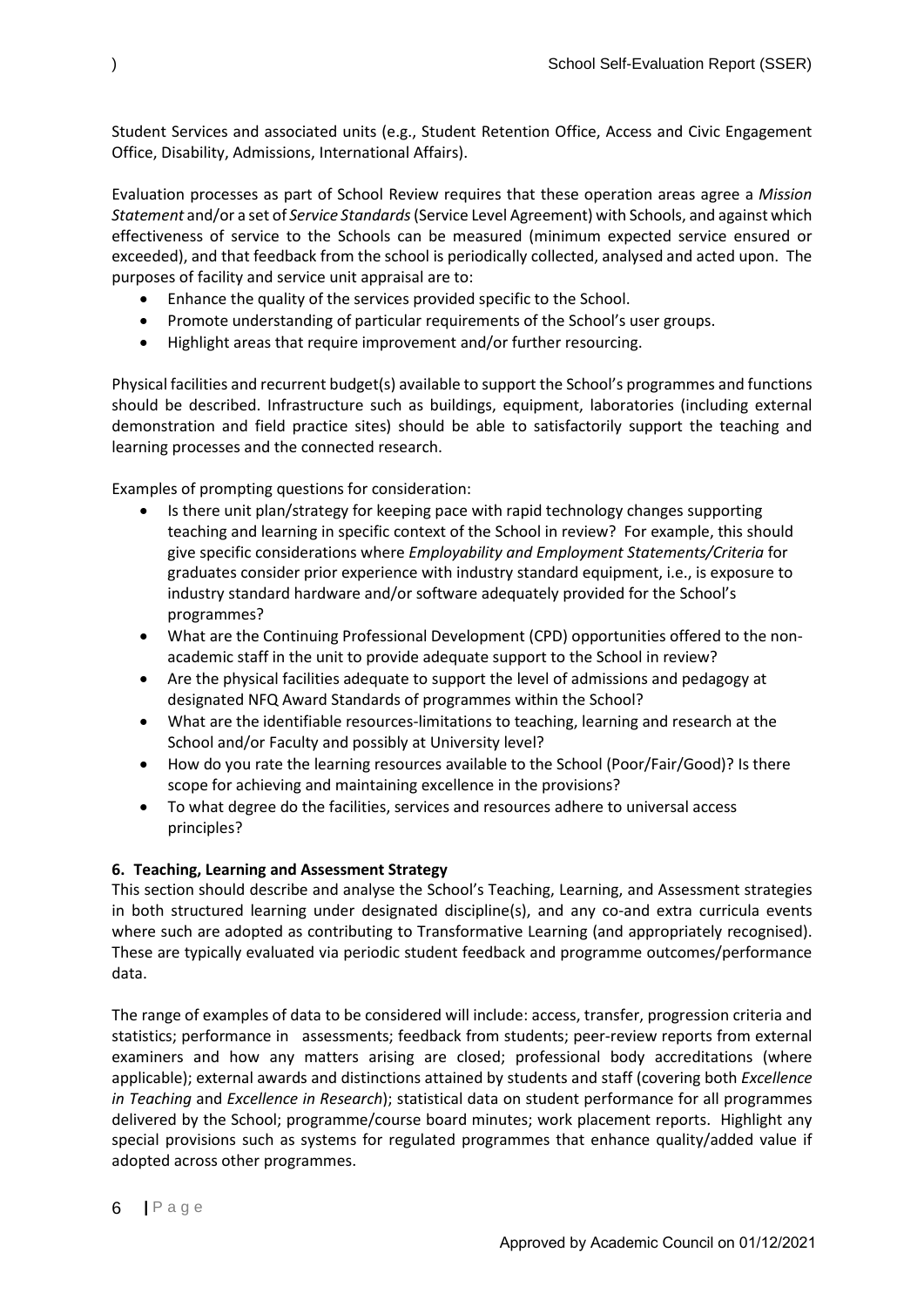Student Services and associated units (e.g., Student Retention Office, Access and Civic Engagement Office, Disability, Admissions, International Affairs).

Evaluation processes as part of School Review requires that these operation areas agree a *Mission Statement* and/or a set of *Service Standards* (Service Level Agreement) with Schools, and against which effectiveness of service to the Schools can be measured (minimum expected service ensured or exceeded), and that feedback from the school is periodically collected, analysed and acted upon. The purposes of facility and service unit appraisal are to:

- Enhance the quality of the services provided specific to the School.
- Promote understanding of particular requirements of the School's user groups.
- Highlight areas that require improvement and/or further resourcing.

Physical facilities and recurrent budget(s) available to support the School's programmes and functions should be described. Infrastructure such as buildings, equipment, laboratories (including external demonstration and field practice sites) should be able to satisfactorily support the teaching and learning processes and the connected research.

Examples of prompting questions for consideration:

- Is there unit plan/strategy for keeping pace with rapid technology changes supporting teaching and learning in specific context of the School in review? For example, this should give specific considerations where *Employability and Employment Statements/Criteria* for graduates consider prior experience with industry standard equipment, i.e., is exposure to industry standard hardware and/or software adequately provided for the School's programmes?
- What are the Continuing Professional Development (CPD) opportunities offered to the non-academic staff in the unit to provide adequate support to the School in review?
- Are the physical facilities adequate to support the level of admissions and pedagogy at designated NFQ Award Standards of programmes within the School?
- What are the identifiable resources-limitations to teaching, learning and research at the School and/or Faculty and possibly at University level?
- How do you rate the learning resources available to the School (Poor/Fair/Good)? Is there scope for achieving and maintaining excellence in the provisions?
- To what degree do the facilities, services and resources adhere to universal access principles?

**6. Teaching, Learning and Assessment Strategy**

This section should describe and analyse the School's Teaching, Learning, and Assessment strategies in both structured learning under designated discipline(s), and any co-and extra curricula events where such are adopted as contributing to Transformative Learning (and appropriately recognised). These are typically evaluated via periodic student feedback and programme outcomes/performance data.

The range of examples of data to be considered will include: access, transfer, progression criteria and statistics; performance in assessments; feedback from students; peer-review reports from external examiners and how any matters arising are closed; professional body accreditations (where applicable); external awards and distinctions attained by students and staff (covering both *Excellence in Teaching* and *Excellence in Research*); statistical data on student performance for all programmes delivered by the School; programme/course board minutes; work placement reports. Highlight any special provisions such as systems for regulated programmes that enhance quality/added value if adopted across other programmes.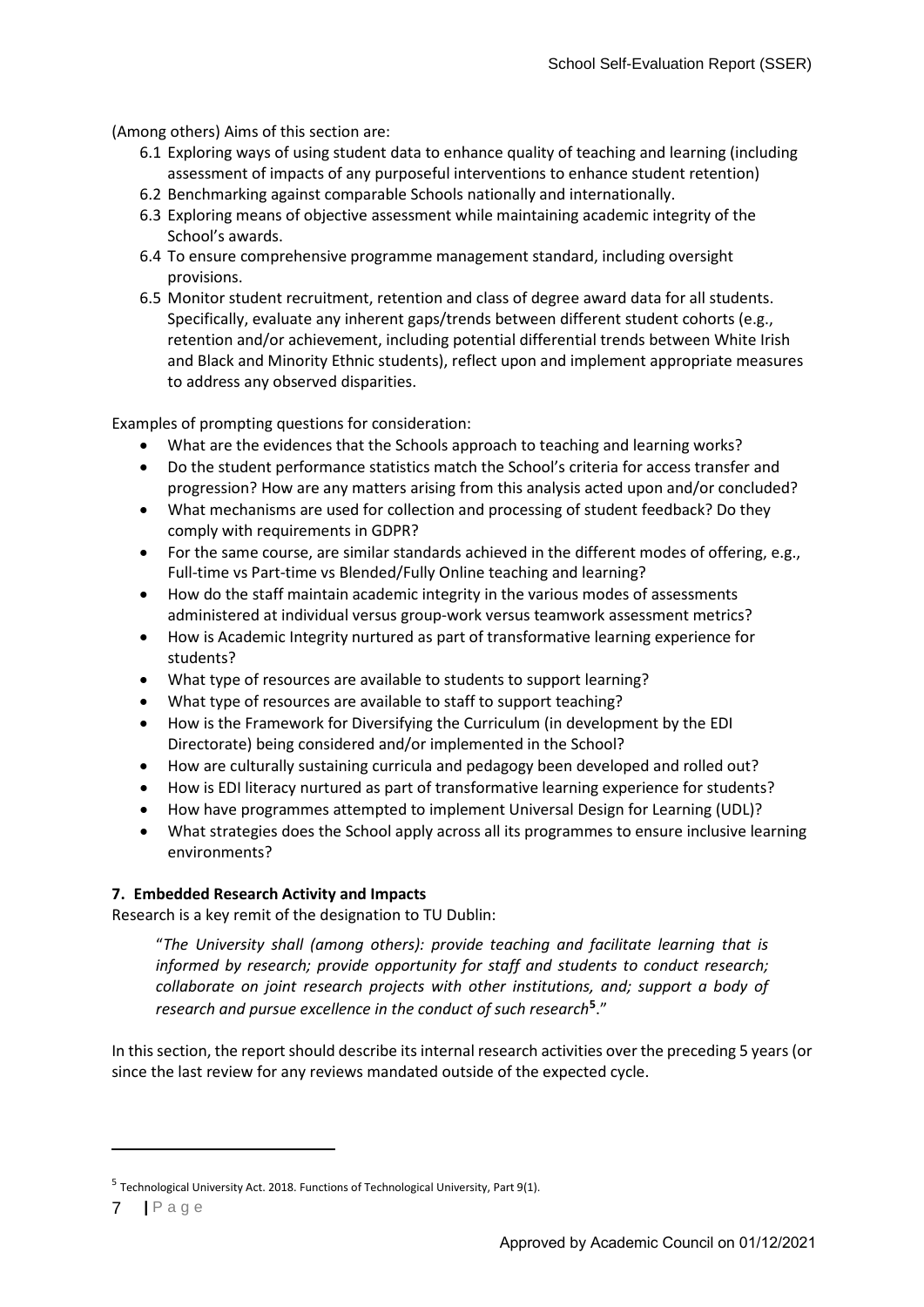(Among others) Aims of this section are:

6.1 Exploring ways of using student data to enhance quality of teaching and learning (including assessment of impacts of any purposeful interventions to enhance student retention)
6.2 Benchmarking against comparable Schools nationally and internationally.
6.3 Exploring means of objective assessment while maintaining academic integrity of the School's awards.
6.4 To ensure comprehensive programme management standard, including oversight provisions.
6.5 Monitor student recruitment, retention and class of degree award data for all students. Specifically, evaluate any inherent gaps/trends between different student cohorts (e.g., retention and/or achievement, including potential differential trends between White Irish and Black and Minority Ethnic students), reflect upon and implement appropriate measures to address any observed disparities.

Examples of prompting questions for consideration:

- What are the evidences that the Schools approach to teaching and learning works?
- Do the student performance statistics match the School's criteria for access transfer and progression? How are any matters arising from this analysis acted upon and/or concluded?
- What mechanisms are used for collection and processing of student feedback? Do they comply with requirements in GDPR?
- For the same course, are similar standards achieved in the different modes of offering, e.g., Full-time vs Part-time vs Blended/Fully Online teaching and learning?
- How do the staff maintain academic integrity in the various modes of assessments administered at individual versus group-work versus teamwork assessment metrics?
- How is Academic Integrity nurtured as part of transformative learning experience for students?
- What type of resources are available to students to support learning?
- What type of resources are available to staff to support teaching?
- How is the Framework for Diversifying the Curriculum (in development by the EDI Directorate) being considered and/or implemented in the School?
- How are culturally sustaining curricula and pedagogy been developed and rolled out?
- How is EDI literacy nurtured as part of transformative learning experience for students?
- How have programmes attempted to implement Universal Design for Learning (UDL)?
- What strategies does the School apply across all its programmes to ensure inclusive learning environments?

**7. Embedded Research Activity and Impacts**

Research is a key remit of the designation to TU Dublin:

> "*The University shall (among others): provide teaching and facilitate learning that is informed by research; provide opportunity for staff and students to conduct research; collaborate on joint research projects with other institutions, and; support a body of research and pursue excellence in the conduct of such research*[5]."

In this section, the report should describe its internal research activities over the preceding 5 years (or since the last review for any reviews mandated outside of the expected cycle.

[5] Technological University Act. 2018. Functions of Technological University, Part 9(1).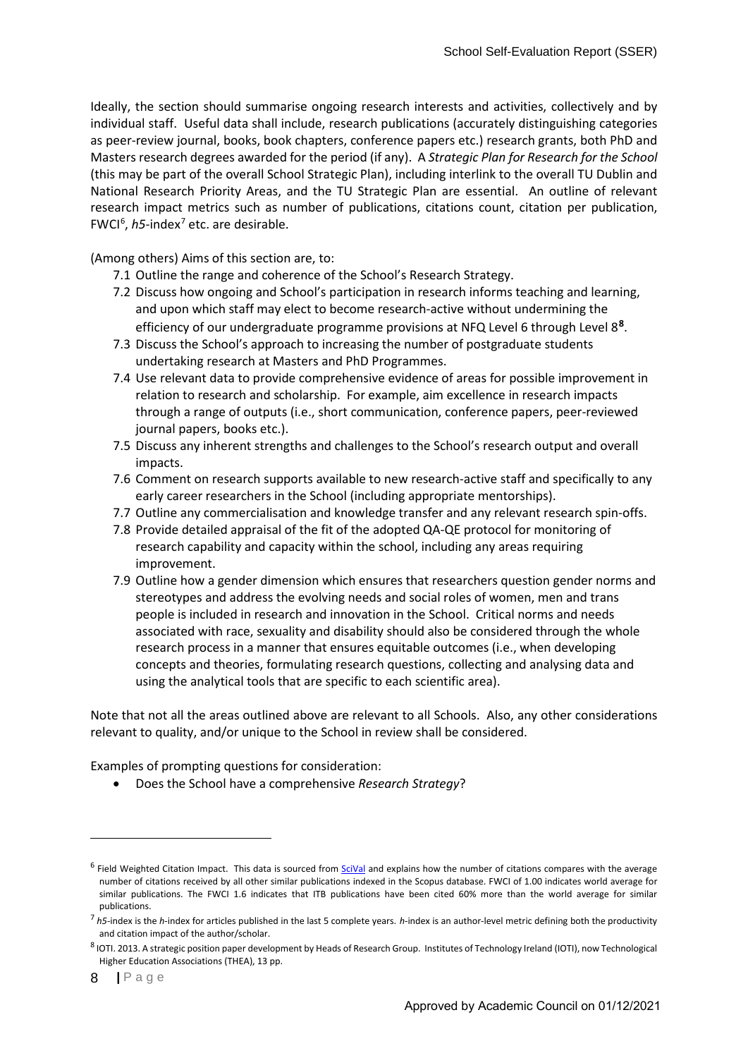Ideally, the section should summarise ongoing research interests and activities, collectively and by individual staff. Useful data shall include, research publications (accurately distinguishing categories as peer-review journal, books, book chapters, conference papers etc.) research grants, both PhD and Masters research degrees awarded for the period (if any). A *Strategic Plan for Research for the School* (this may be part of the overall School Strategic Plan), including interlink to the overall TU Dublin and National Research Priority Areas, and the TU Strategic Plan are essential. An outline of relevant research impact metrics such as number of publications, citations count, citation per publication, FWCI[6], *h5*-index[7] etc. are desirable.

(Among others) Aims of this section are, to:

7.1 Outline the range and coherence of the School's Research Strategy.

7.2 Discuss how ongoing and School's participation in research informs teaching and learning, and upon which staff may elect to become research-active without undermining the efficiency of our undergraduate programme provisions at NFQ Level 6 through Level 8[8].

7.3 Discuss the School's approach to increasing the number of postgraduate students undertaking research at Masters and PhD Programmes.

7.4 Use relevant data to provide comprehensive evidence of areas for possible improvement in relation to research and scholarship. For example, aim excellence in research impacts through a range of outputs (i.e., short communication, conference papers, peer-reviewed journal papers, books etc.).

7.5 Discuss any inherent strengths and challenges to the School's research output and overall impacts.

7.6 Comment on research supports available to new research-active staff and specifically to any early career researchers in the School (including appropriate mentorships).

7.7 Outline any commercialisation and knowledge transfer and any relevant research spin-offs.

7.8 Provide detailed appraisal of the fit of the adopted QA-QE protocol for monitoring of research capability and capacity within the school, including any areas requiring improvement.

7.9 Outline how a gender dimension which ensures that researchers question gender norms and stereotypes and address the evolving needs and social roles of women, men and trans people is included in research and innovation in the School. Critical norms and needs associated with race, sexuality and disability should also be considered through the whole research process in a manner that ensures equitable outcomes (i.e., when developing concepts and theories, formulating research questions, collecting and analysing data and using the analytical tools that are specific to each scientific area).

Note that not all the areas outlined above are relevant to all Schools. Also, any other considerations relevant to quality, and/or unique to the School in review shall be considered.

Examples of prompting questions for consideration:

- Does the School have a comprehensive *Research Strategy*?

---

[6] Field Weighted Citation Impact. This data is sourced from SciVal and explains how the number of citations compares with the average number of citations received by all other similar publications indexed in the Scopus database. FWCI of 1.00 indicates world average for similar publications. The FWCI 1.6 indicates that ITB publications have been cited 60% more than the world average for similar publications.

[7] *h5*-index is the *h*-index for articles published in the last 5 complete years. *h*-index is an author-level metric defining both the productivity and citation impact of the author/scholar.

[8] IOTI. 2013. A strategic position paper development by Heads of Research Group. Institutes of Technology Ireland (IOTI), now Technological Higher Education Associations (THEA), 13 pp.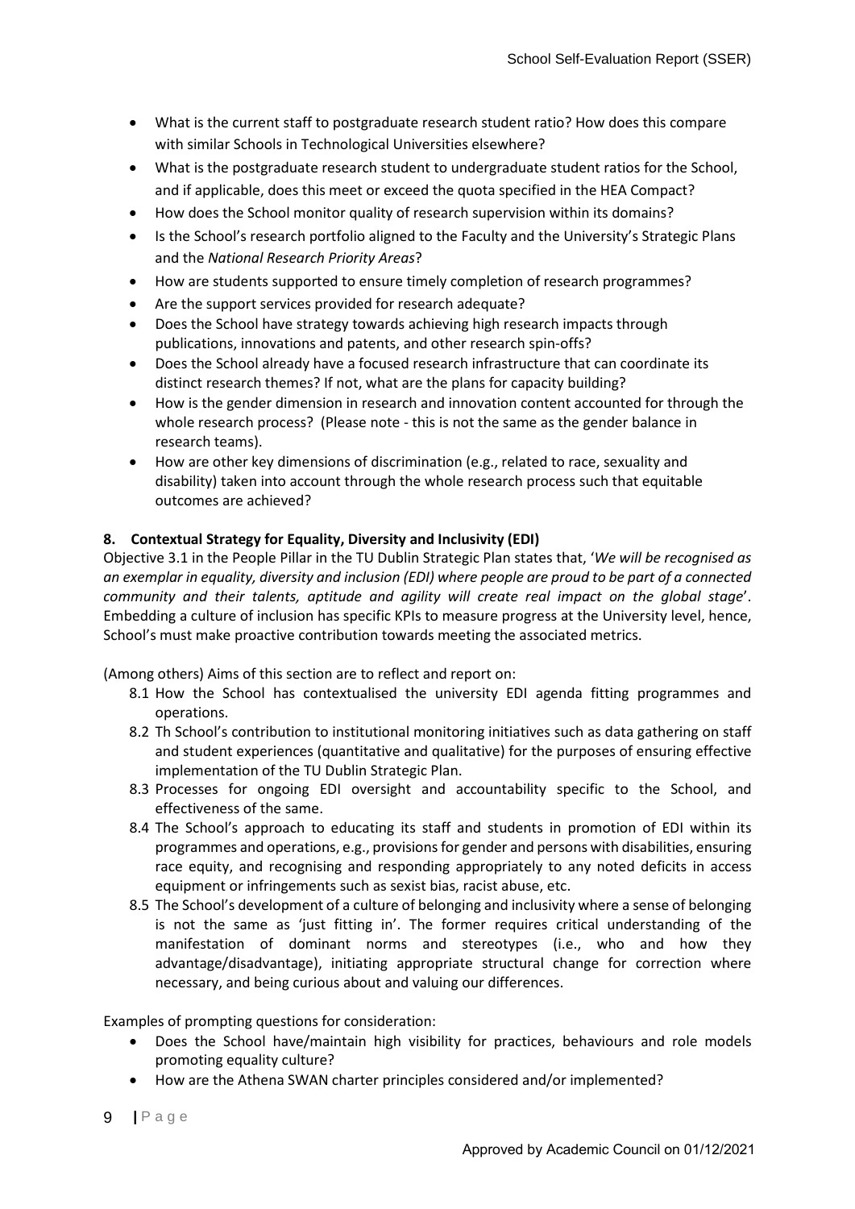- What is the current staff to postgraduate research student ratio? How does this compare with similar Schools in Technological Universities elsewhere?
- What is the postgraduate research student to undergraduate student ratios for the School, and if applicable, does this meet or exceed the quota specified in the HEA Compact?
- How does the School monitor quality of research supervision within its domains?
- Is the School's research portfolio aligned to the Faculty and the University's Strategic Plans and the *National Research Priority Areas*?
- How are students supported to ensure timely completion of research programmes?
- Are the support services provided for research adequate?
- Does the School have strategy towards achieving high research impacts through publications, innovations and patents, and other research spin-offs?
- Does the School already have a focused research infrastructure that can coordinate its distinct research themes? If not, what are the plans for capacity building?
- How is the gender dimension in research and innovation content accounted for through the whole research process? (Please note - this is not the same as the gender balance in research teams).
- How are other key dimensions of discrimination (e.g., related to race, sexuality and disability) taken into account through the whole research process such that equitable outcomes are achieved?

**8. Contextual Strategy for Equality, Diversity and Inclusivity (EDI)**

Objective 3.1 in the People Pillar in the TU Dublin Strategic Plan states that, '*We will be recognised as an exemplar in equality, diversity and inclusion (EDI) where people are proud to be part of a connected community and their talents, aptitude and agility will create real impact on the global stage*'. Embedding a culture of inclusion has specific KPIs to measure progress at the University level, hence, School's must make proactive contribution towards meeting the associated metrics.

(Among others) Aims of this section are to reflect and report on:

8.1 How the School has contextualised the university EDI agenda fitting programmes and operations.

8.2 Th School's contribution to institutional monitoring initiatives such as data gathering on staff and student experiences (quantitative and qualitative) for the purposes of ensuring effective implementation of the TU Dublin Strategic Plan.

8.3 Processes for ongoing EDI oversight and accountability specific to the School, and effectiveness of the same.

8.4 The School's approach to educating its staff and students in promotion of EDI within its programmes and operations, e.g., provisions for gender and persons with disabilities, ensuring race equity, and recognising and responding appropriately to any noted deficits in access equipment or infringements such as sexist bias, racist abuse, etc.

8.5 The School's development of a culture of belonging and inclusivity where a sense of belonging is not the same as 'just fitting in'. The former requires critical understanding of the manifestation of dominant norms and stereotypes (i.e., who and how they advantage/disadvantage), initiating appropriate structural change for correction where necessary, and being curious about and valuing our differences.

Examples of prompting questions for consideration:

- Does the School have/maintain high visibility for practices, behaviours and role models promoting equality culture?
- How are the Athena SWAN charter principles considered and/or implemented?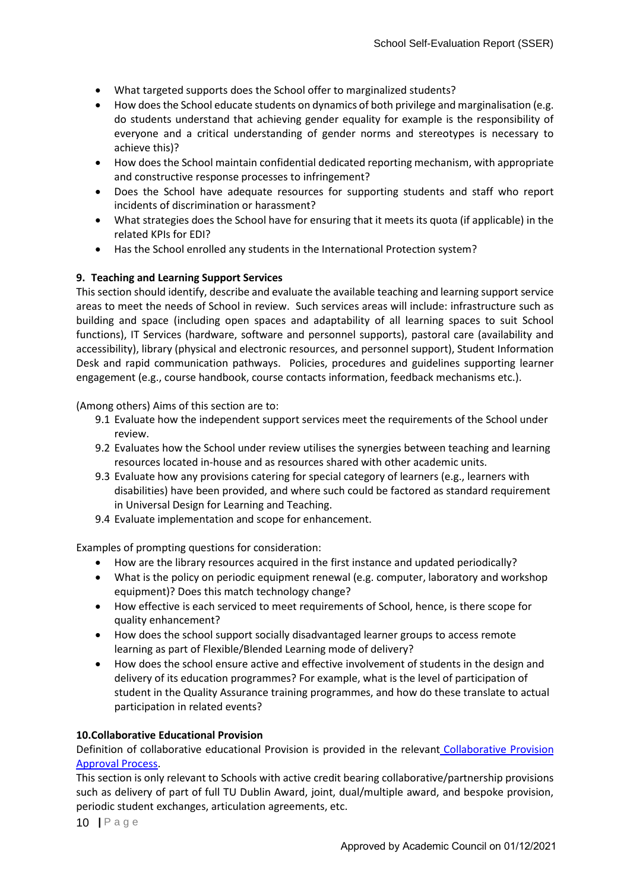- What targeted supports does the School offer to marginalized students?
- How does the School educate students on dynamics of both privilege and marginalisation (e.g. do students understand that achieving gender equality for example is the responsibility of everyone and a critical understanding of gender norms and stereotypes is necessary to achieve this)?
- How does the School maintain confidential dedicated reporting mechanism, with appropriate and constructive response processes to infringement?
- Does the School have adequate resources for supporting students and staff who report incidents of discrimination or harassment?
- What strategies does the School have for ensuring that it meets its quota (if applicable) in the related KPIs for EDI?
- Has the School enrolled any students in the International Protection system?

### 9. Teaching and Learning Support Services

This section should identify, describe and evaluate the available teaching and learning support service areas to meet the needs of School in review. Such services areas will include: infrastructure such as building and space (including open spaces and adaptability of all learning spaces to suit School functions), IT Services (hardware, software and personnel supports), pastoral care (availability and accessibility), library (physical and electronic resources, and personnel support), Student Information Desk and rapid communication pathways. Policies, procedures and guidelines supporting learner engagement (e.g., course handbook, course contacts information, feedback mechanisms etc.).

(Among others) Aims of this section are to:

9.1 Evaluate how the independent support services meet the requirements of the School under review.

9.2 Evaluates how the School under review utilises the synergies between teaching and learning resources located in-house and as resources shared with other academic units.

9.3 Evaluate how any provisions catering for special category of learners (e.g., learners with disabilities) have been provided, and where such could be factored as standard requirement in Universal Design for Learning and Teaching.

9.4 Evaluate implementation and scope for enhancement.

Examples of prompting questions for consideration:

- How are the library resources acquired in the first instance and updated periodically?
- What is the policy on periodic equipment renewal (e.g. computer, laboratory and workshop equipment)? Does this match technology change?
- How effective is each serviced to meet requirements of School, hence, is there scope for quality enhancement?
- How does the school support socially disadvantaged learner groups to access remote learning as part of Flexible/Blended Learning mode of delivery?
- How does the school ensure active and effective involvement of students in the design and delivery of its education programmes? For example, what is the level of participation of student in the Quality Assurance training programmes, and how do these translate to actual participation in related events?

### 10. Collaborative Educational Provision

Definition of collaborative educational Provision is provided in the relevant [Collaborative Provision Approval Process](#).

This section is only relevant to Schools with active credit bearing collaborative/partnership provisions such as delivery of part of full TU Dublin Award, joint, dual/multiple award, and bespoke provision, periodic student exchanges, articulation agreements, etc.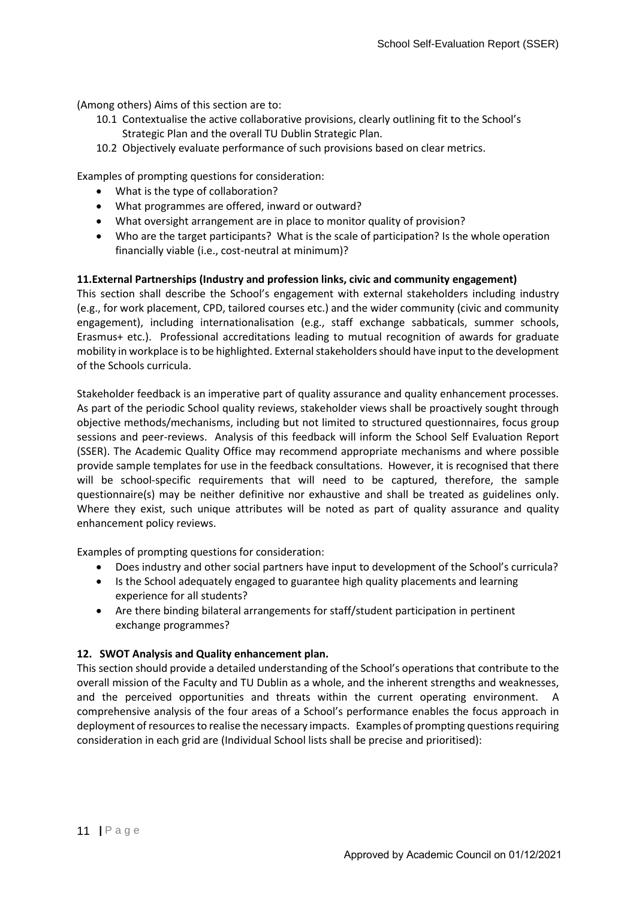(Among others) Aims of this section are to:

10.1 Contextualise the active collaborative provisions, clearly outlining fit to the School's Strategic Plan and the overall TU Dublin Strategic Plan.

10.2 Objectively evaluate performance of such provisions based on clear metrics.

Examples of prompting questions for consideration:

- What is the type of collaboration?
- What programmes are offered, inward or outward?
- What oversight arrangement are in place to monitor quality of provision?
- Who are the target participants? What is the scale of participation? Is the whole operation financially viable (i.e., cost-neutral at minimum)?

**11.External Partnerships (Industry and profession links, civic and community engagement)**

This section shall describe the School's engagement with external stakeholders including industry (e.g., for work placement, CPD, tailored courses etc.) and the wider community (civic and community engagement), including internationalisation (e.g., staff exchange sabbaticals, summer schools, Erasmus+ etc.). Professional accreditations leading to mutual recognition of awards for graduate mobility in workplace is to be highlighted. External stakeholders should have input to the development of the Schools curricula.

Stakeholder feedback is an imperative part of quality assurance and quality enhancement processes. As part of the periodic School quality reviews, stakeholder views shall be proactively sought through objective methods/mechanisms, including but not limited to structured questionnaires, focus group sessions and peer-reviews. Analysis of this feedback will inform the School Self Evaluation Report (SSER). The Academic Quality Office may recommend appropriate mechanisms and where possible provide sample templates for use in the feedback consultations. However, it is recognised that there will be school-specific requirements that will need to be captured, therefore, the sample questionnaire(s) may be neither definitive nor exhaustive and shall be treated as guidelines only. Where they exist, such unique attributes will be noted as part of quality assurance and quality enhancement policy reviews.

Examples of prompting questions for consideration:

- Does industry and other social partners have input to development of the School's curricula?
- Is the School adequately engaged to guarantee high quality placements and learning experience for all students?
- Are there binding bilateral arrangements for staff/student participation in pertinent exchange programmes?

**12. SWOT Analysis and Quality enhancement plan.**

This section should provide a detailed understanding of the School's operations that contribute to the overall mission of the Faculty and TU Dublin as a whole, and the inherent strengths and weaknesses, and the perceived opportunities and threats within the current operating environment. A comprehensive analysis of the four areas of a School's performance enables the focus approach in deployment of resources to realise the necessary impacts. Examples of prompting questions requiring consideration in each grid are (Individual School lists shall be precise and prioritised):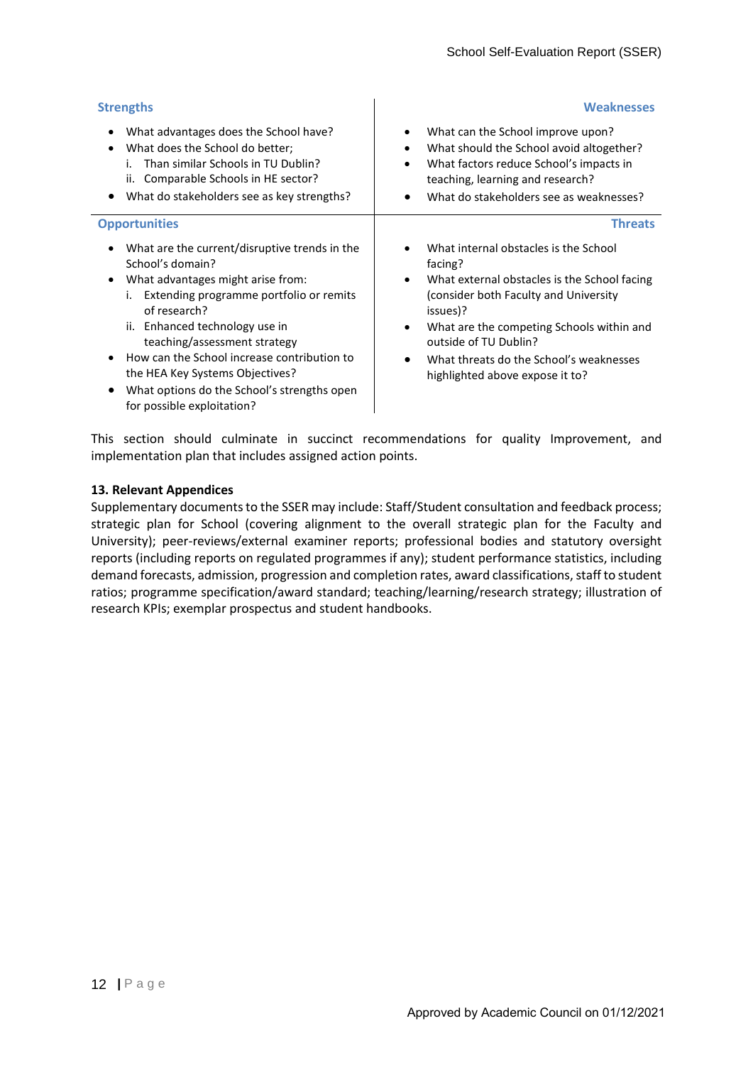| Strengths | Weaknesses |
| --- | --- |
| • What advantages does the School have?<br>• What does the School do better;<br>  i. Than similar Schools in TU Dublin?<br>  ii. Comparable Schools in HE sector?<br>• What do stakeholders see as key strengths? | • What can the School improve upon?<br>• What should the School avoid altogether?<br>• What factors reduce School's impacts in teaching, learning and research?<br>• What do stakeholders see as weaknesses? |
| **Opportunities** | **Threats** |
| • What are the current/disruptive trends in the School's domain?<br>• What advantages might arise from:<br>  i. Extending programme portfolio or remits of research?<br>  ii. Enhanced technology use in teaching/assessment strategy<br>• How can the School increase contribution to the HEA Key Systems Objectives?<br>• What options do the School's strengths open for possible exploitation? | • What internal obstacles is the School facing?<br>• What external obstacles is the School facing (consider both Faculty and University issues)?<br>• What are the competing Schools within and outside of TU Dublin?<br>• What threats do the School's weaknesses highlighted above expose it to? |

This section should culminate in succinct recommendations for quality Improvement, and implementation plan that includes assigned action points.

**13. Relevant Appendices**

Supplementary documents to the SSER may include: Staff/Student consultation and feedback process; strategic plan for School (covering alignment to the overall strategic plan for the Faculty and University); peer-reviews/external examiner reports; professional bodies and statutory oversight reports (including reports on regulated programmes if any); student performance statistics, including demand forecasts, admission, progression and completion rates, award classifications, staff to student ratios; programme specification/award standard; teaching/learning/research strategy; illustration of research KPIs; exemplar prospectus and student handbooks.

Approved by Academic Council on 01/12/2021